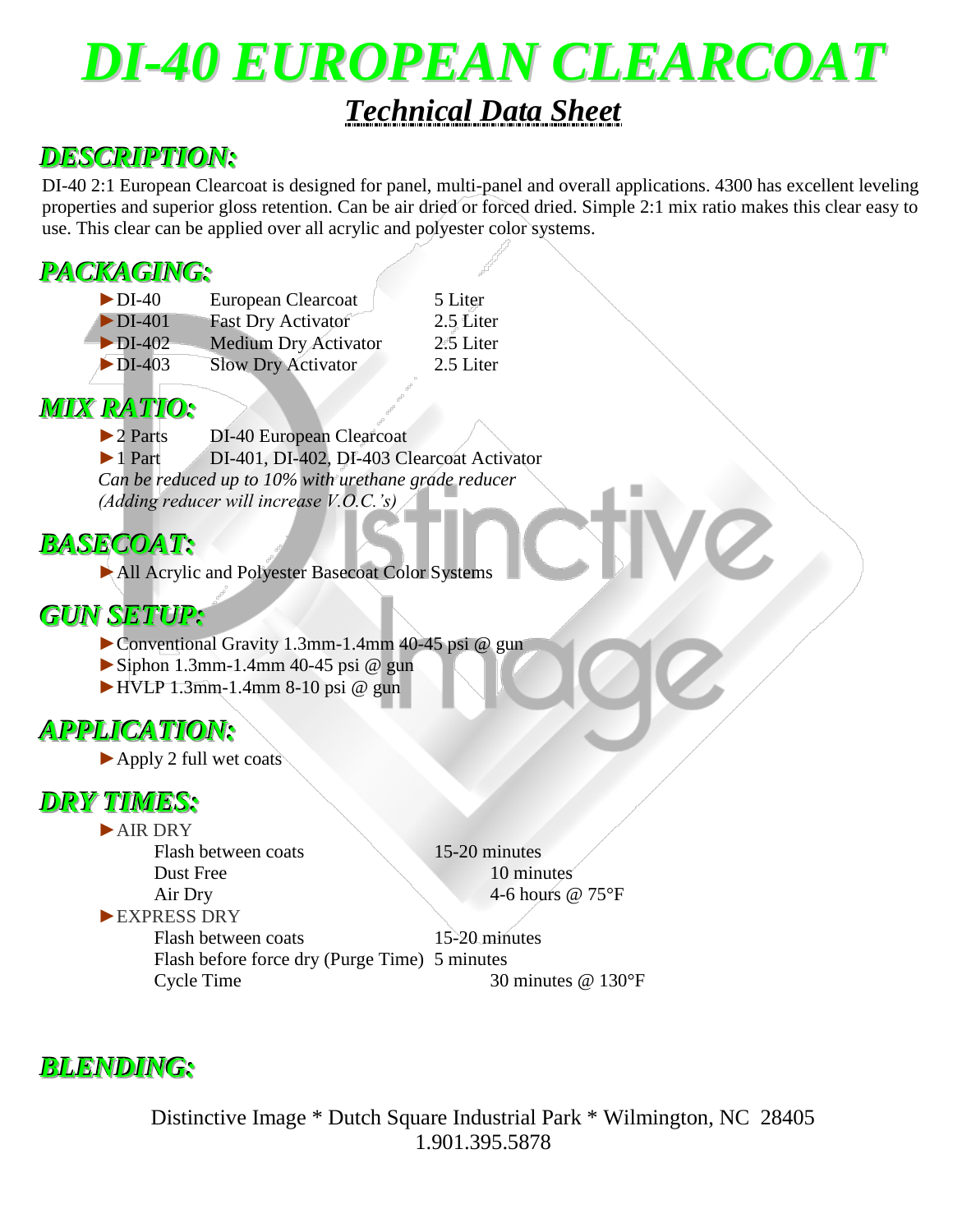# DI-40 EUROPEAN CLEARCOAT

## *Technical Data Sheet*

## *DESCRIPTION:*

DI-40 2:1 European Clearcoat is designed for panel, multi-panel and overall applications. 4300 has excellent leveling properties and superior gloss retention. Can be air dried or forced dried. Simple 2:1 mix ratio makes this clear easy to use. This clear can be applied over all acrylic and polyester color systems.

## *PACKAGING:*

| | | |
|---|---|---|
| ►DI-40 | European Clearcoat | 5 Liter |
| ►DI-401 | Fast Dry Activator | 2.5 Liter |
| ►DI-402 | Medium Dry Activator | 2.5 Liter |
| ►DI-403 | Slow Dry Activator | 2.5 Liter |

## *MIX RATIO:*

►2 Parts DI-40 European Clearcoat
►1 Part DI-401, DI-402, DI-403 Clearcoat Activator
*Can be reduced up to 10% with urethane grade reducer*
*(Adding reducer will increase V.O.C.'s)*

## *BASECOAT:*

►All Acrylic and Polyester Basecoat Color Systems

## *GUN SETUP:*

►Conventional Gravity 1.3mm-1.4mm 40-45 psi @ gun
►Siphon 1.3mm-1.4mm 40-45 psi @ gun
►HVLP 1.3mm-1.4mm 8-10 psi @ gun

## *APPLICATION:*

►Apply 2 full wet coats

## *DRY TIMES:*

►AIR DRY

| | |
|---|---|
| Flash between coats | 15-20 minutes |
| Dust Free | 10 minutes |
| Air Dry | 4-6 hours @ 75°F |

►EXPRESS DRY

| | |
|---|---|
| Flash between coats | 15-20 minutes |
| Flash before force dry (Purge Time) | 5 minutes |
| Cycle Time | 30 minutes @ 130°F |

## *BLENDING:*

Distinctive Image * Dutch Square Industrial Park * Wilmington, NC 28405
1.901.395.5878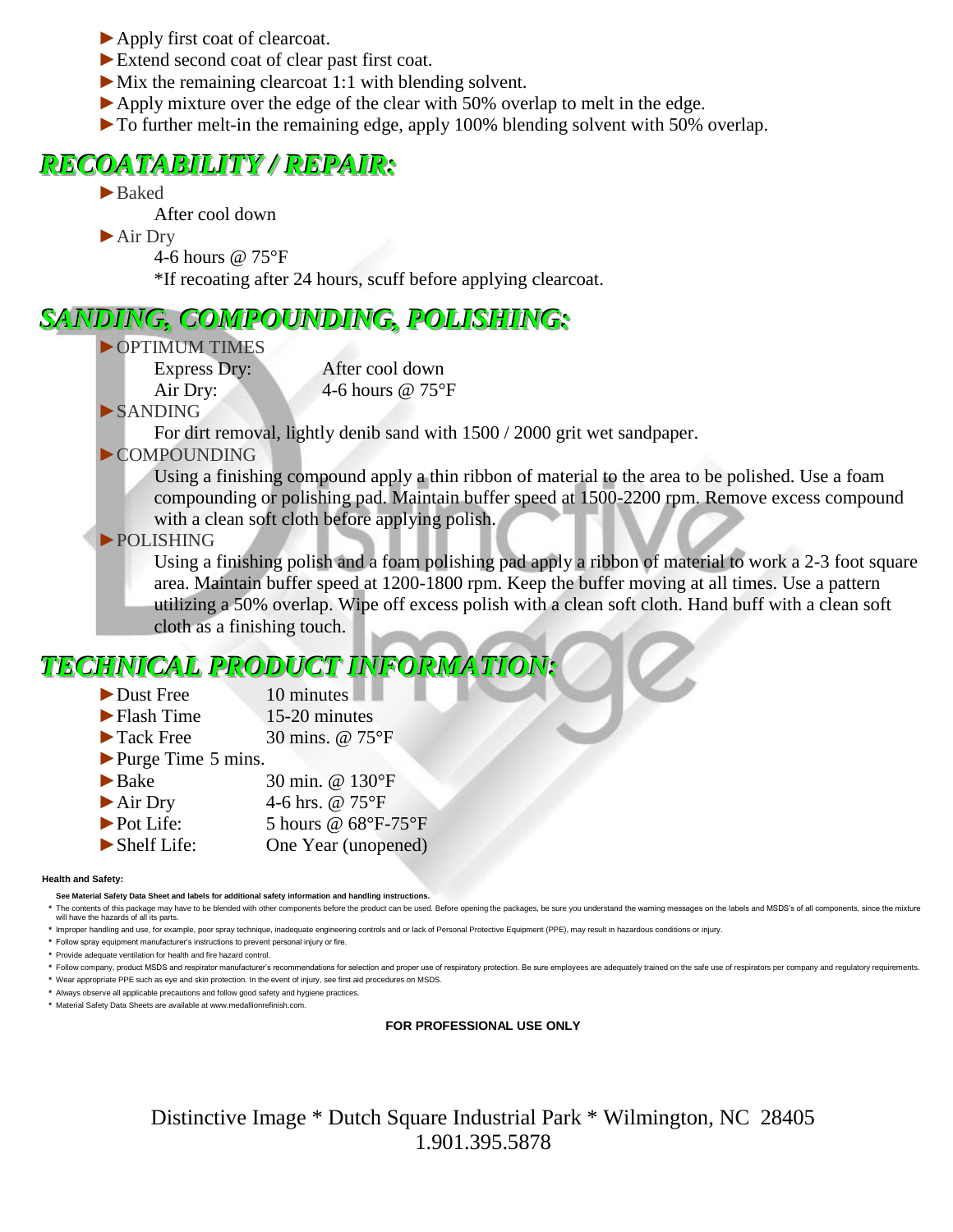- ►Apply first coat of clearcoat.
- ►Extend second coat of clear past first coat.
- ►Mix the remaining clearcoat 1:1 with blending solvent.
- ►Apply mixture over the edge of the clear with 50% overlap to melt in the edge.
- ►To further melt-in the remaining edge, apply 100% blending solvent with 50% overlap.

## *RECOATABILITY / REPAIR:*

►Baked

After cool down

►Air Dry

4-6 hours @ 75°F

*If recoating after 24 hours, scuff before applying clearcoat.

## *SANDING, COMPOUNDING, POLISHING:*

►OPTIMUM TIMES

| | |
|---|---|
| Express Dry: | After cool down |
| Air Dry: | 4-6 hours @ 75°F |

►SANDING

For dirt removal, lightly denib sand with 1500 / 2000 grit wet sandpaper.

►COMPOUNDING

Using a finishing compound apply a thin ribbon of material to the area to be polished. Use a foam compounding or polishing pad. Maintain buffer speed at 1500-2200 rpm. Remove excess compound with a clean soft cloth before applying polish.

►POLISHING

Using a finishing polish and a foam polishing pad apply a ribbon of material to work a 2-3 foot square area. Maintain buffer speed at 1200-1800 rpm. Keep the buffer moving at all times. Use a pattern utilizing a 50% overlap. Wipe off excess polish with a clean soft cloth. Hand buff with a clean soft cloth as a finishing touch.

## *TECHNICAL PRODUCT INFORMATION:*

| | |
|---|---|
| ►Dust Free | 10 minutes |
| ►Flash Time | 15-20 minutes |
| ►Tack Free | 30 mins. @ 75°F |
| ►Purge Time | 5 mins. |
| ►Bake | 30 min. @ 130°F |
| ►Air Dry | 4-6 hrs. @ 75°F |
| ►Pot Life: | 5 hours @ 68°F-75°F |
| ►Shelf Life: | One Year (unopened) |

**Health and Safety:**

**See Material Safety Data Sheet and labels for additional safety information and handling instructions.**

- * The contents of this package may have to be blended with other components before the product can be used. Before opening the packages, be sure you understand the warning messages on the labels and MSDS's of all components, since the mixture will have the hazards of all its parts.
- * Improper handling and use, for example, poor spray technique, inadequate engineering controls and or lack of Personal Protective Equipment (PPE), may result in hazardous conditions or injury.
- * Follow spray equipment manufacturer's instructions to prevent personal injury or fire.
- * Provide adequate ventilation for health and fire hazard control.
- * Follow company, product MSDS and respirator manufacturer's recommendations for selection and proper use of respiratory protection. Be sure employees are adequately trained on the safe use of respirators per company and regulatory requirements.
- * Wear appropriate PPE such as eye and skin protection. In the event of injury, see first aid procedures on MSDS.
- * Always observe all applicable precautions and follow good safety and hygiene practices.
- * Material Safety Data Sheets are available at www.medallionrefinish.com.

**FOR PROFESSIONAL USE ONLY**

Distinctive Image * Dutch Square Industrial Park * Wilmington, NC 28405
1.901.395.5878